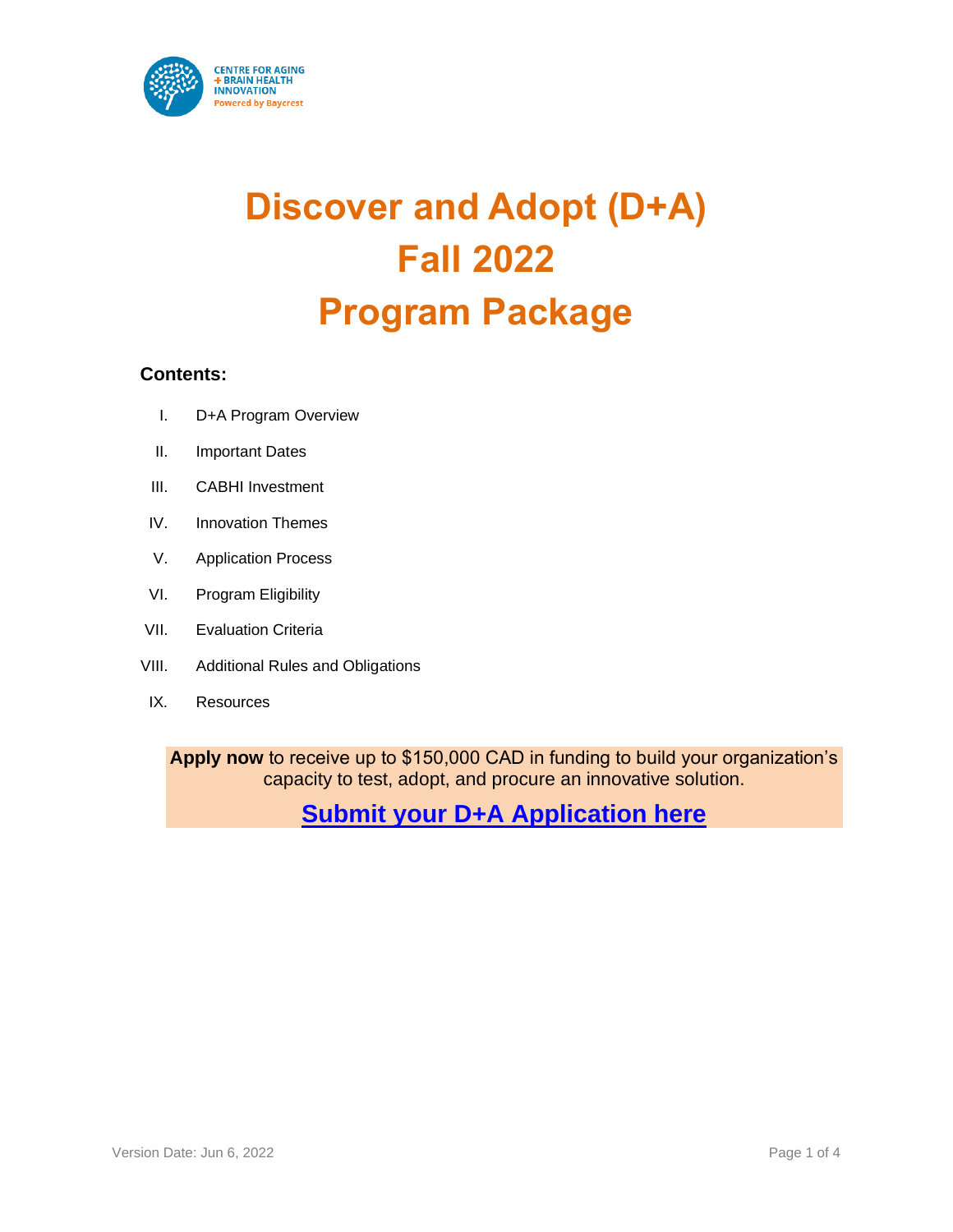CENTRE FOR AGING + BRAIN HEALTH INNOVATION
Powered by Baycrest

# Discover and Adopt (D+A) Fall 2022 Program Package

**Contents:**

I. D+A Program Overview
II. Important Dates
III. CABHI Investment
IV. Innovation Themes
V. Application Process
VI. Program Eligibility
VII. Evaluation Criteria
VIII. Additional Rules and Obligations
IX. Resources

**Apply now** to receive up to $150,000 CAD in funding to build your organization's capacity to test, adopt, and procure an innovative solution.

**Submit your D+A Application here**

Version Date: Jun 6, 2022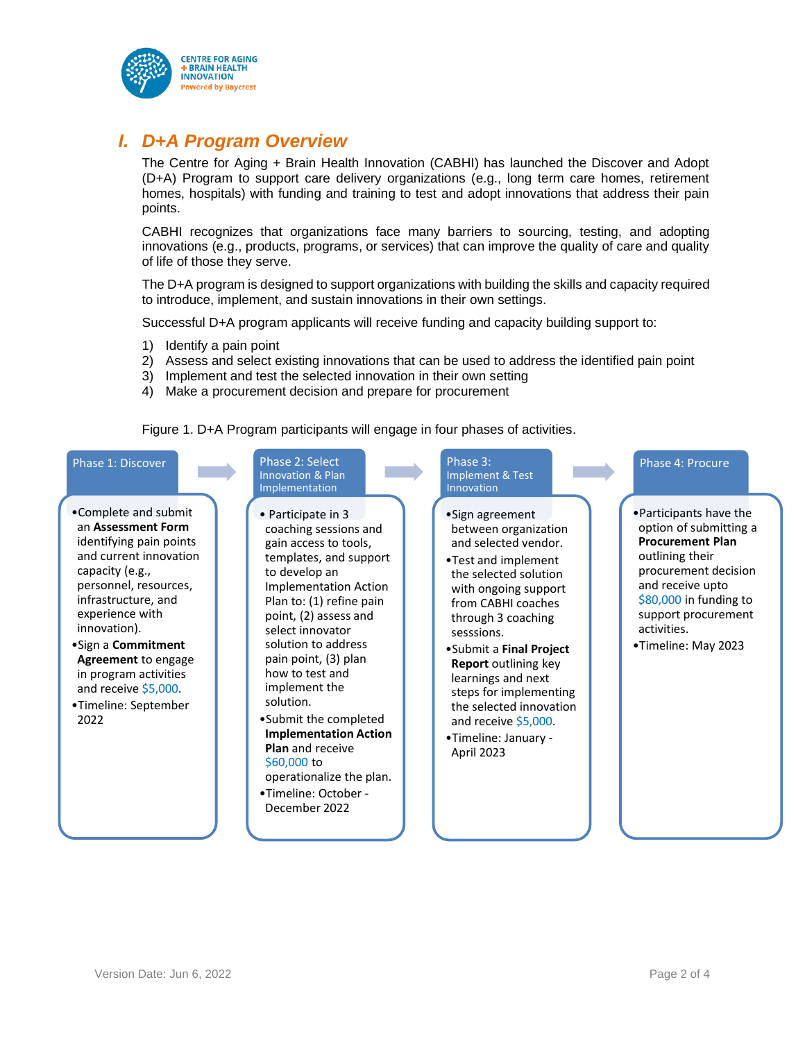## I. D+A Program Overview

The Centre for Aging + Brain Health Innovation (CABHI) has launched the Discover and Adopt (D+A) Program to support care delivery organizations (e.g., long term care homes, retirement homes, hospitals) with funding and training to test and adopt innovations that address their pain points.

CABHI recognizes that organizations face many barriers to sourcing, testing, and adopting innovations (e.g., products, programs, or services) that can improve the quality of care and quality of life of those they serve.

The D+A program is designed to support organizations with building the skills and capacity required to introduce, implement, and sustain innovations in their own settings.

Successful D+A program applicants will receive funding and capacity building support to:

1) Identify a pain point
2) Assess and select existing innovations that can be used to address the identified pain point
3) Implement and test the selected innovation in their own setting
4) Make a procurement decision and prepare for procurement

Figure 1. D+A Program participants will engage in four phases of activities.

**Phase 1: Discover**

- Complete and submit an **Assessment Form** identifying pain points and current innovation capacity (e.g., personnel, resources, infrastructure, and experience with innovation).
- Sign a **Commitment Agreement** to engage in program activities and receive $5,000.
- Timeline: September 2022

**Phase 2: Select Innovation & Plan Implementation**

- Participate in 3 coaching sessions and gain access to tools, templates, and support to develop an Implementation Action Plan to: (1) refine pain point, (2) assess and select innovator solution to address pain point, (3) plan how to test and implement the solution.
- Submit the completed **Implementation Action Plan** and receive $60,000 to operationalize the plan.
- Timeline: October - December 2022

**Phase 3: Implement & Test Innovation**

- Sign agreement between organization and selected vendor.
- Test and implement the selected solution with ongoing support from CABHI coaches through 3 coaching sesssions.
- Submit a **Final Project Report** outlining key learnings and next steps for implementing the selected innovation and receive $5,000.
- Timeline: January - April 2023

**Phase 4: Procure**

- Participants have the option of submitting a **Procurement Plan** outlining their procurement decision and receive upto $80,000 in funding to support procurement activities.
- Timeline: May 2023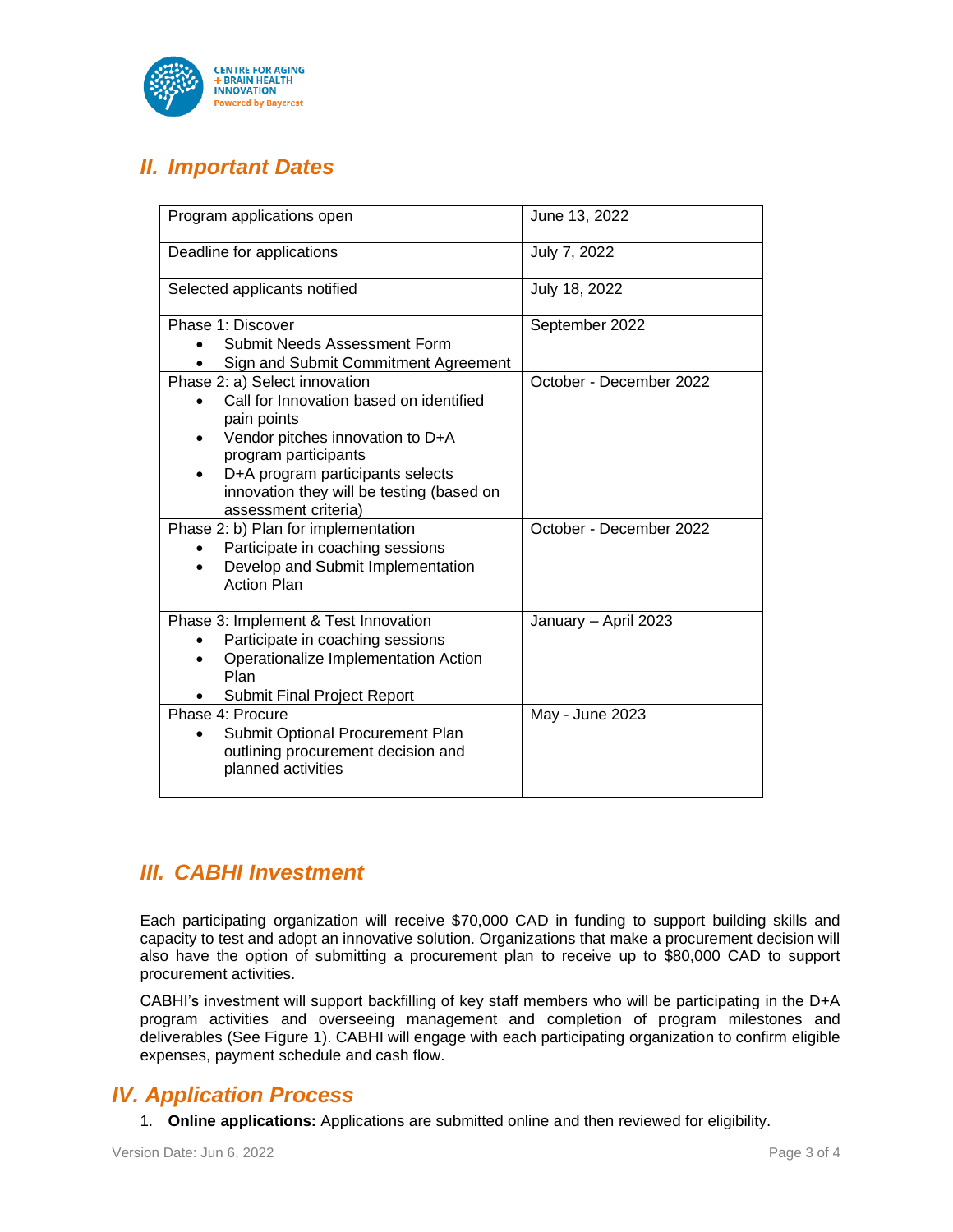## II. Important Dates

| Program applications open | June 13, 2022 |
|---|---|
| Deadline for applications | July 7, 2022 |
| Selected applicants notified | July 18, 2022 |
| Phase 1: Discover<br>• Submit Needs Assessment Form<br>• Sign and Submit Commitment Agreement | September 2022 |
| Phase 2: a) Select innovation<br>• Call for Innovation based on identified pain points<br>• Vendor pitches innovation to D+A program participants<br>• D+A program participants selects innovation they will be testing (based on assessment criteria) | October - December 2022 |
| Phase 2: b) Plan for implementation<br>• Participate in coaching sessions<br>• Develop and Submit Implementation Action Plan | October - December 2022 |
| Phase 3: Implement & Test Innovation<br>• Participate in coaching sessions<br>• Operationalize Implementation Action Plan<br>• Submit Final Project Report | January – April 2023 |
| Phase 4: Procure<br>• Submit Optional Procurement Plan outlining procurement decision and planned activities | May - June 2023 |

## III. CABHI Investment

Each participating organization will receive $70,000 CAD in funding to support building skills and capacity to test and adopt an innovative solution. Organizations that make a procurement decision will also have the option of submitting a procurement plan to receive up to $80,000 CAD to support procurement activities.

CABHI's investment will support backfilling of key staff members who will be participating in the D+A program activities and overseeing management and completion of program milestones and deliverables (See Figure 1). CABHI will engage with each participating organization to confirm eligible expenses, payment schedule and cash flow.

## IV. Application Process

1. **Online applications:** Applications are submitted online and then reviewed for eligibility.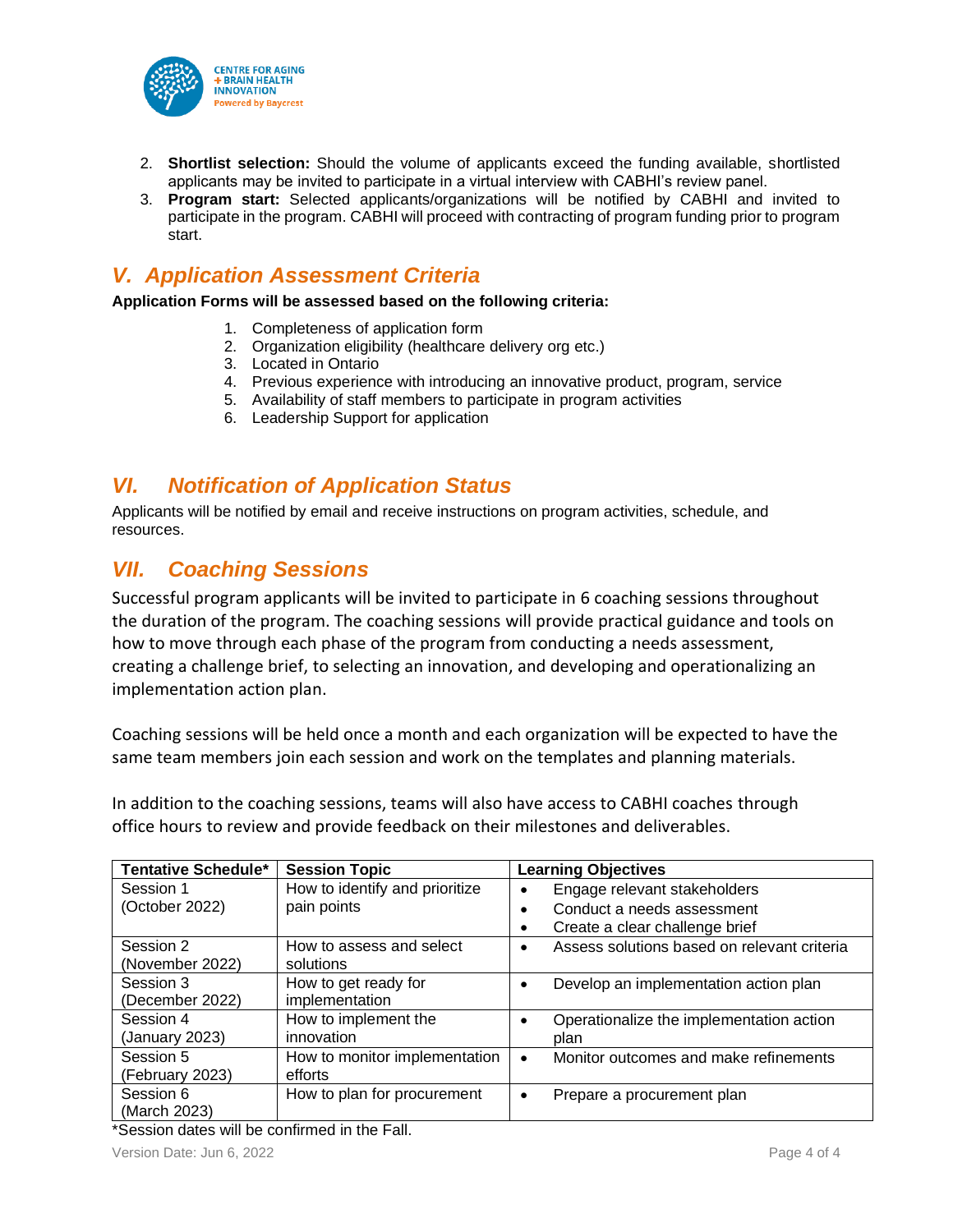2. **Shortlist selection:** Should the volume of applicants exceed the funding available, shortlisted applicants may be invited to participate in a virtual interview with CABHI's review panel.
3. **Program start:** Selected applicants/organizations will be notified by CABHI and invited to participate in the program. CABHI will proceed with contracting of program funding prior to program start.

## *V. Application Assessment Criteria*

**Application Forms will be assessed based on the following criteria:**

1. Completeness of application form
2. Organization eligibility (healthcare delivery org etc.)
3. Located in Ontario
4. Previous experience with introducing an innovative product, program, service
5. Availability of staff members to participate in program activities
6. Leadership Support for application

## *VI. Notification of Application Status*

Applicants will be notified by email and receive instructions on program activities, schedule, and resources.

## *VII. Coaching Sessions*

Successful program applicants will be invited to participate in 6 coaching sessions throughout the duration of the program. The coaching sessions will provide practical guidance and tools on how to move through each phase of the program from conducting a needs assessment, creating a challenge brief, to selecting an innovation, and developing and operationalizing an implementation action plan.

Coaching sessions will be held once a month and each organization will be expected to have the same team members join each session and work on the templates and planning materials.

In addition to the coaching sessions, teams will also have access to CABHI coaches through office hours to review and provide feedback on their milestones and deliverables.

| Tentative Schedule* | Session Topic | Learning Objectives |
|---|---|---|
| Session 1 (October 2022) | How to identify and prioritize pain points | • Engage relevant stakeholders<br>• Conduct a needs assessment<br>• Create a clear challenge brief |
| Session 2 (November 2022) | How to assess and select solutions | • Assess solutions based on relevant criteria |
| Session 3 (December 2022) | How to get ready for implementation | • Develop an implementation action plan |
| Session 4 (January 2023) | How to implement the innovation | • Operationalize the implementation action plan |
| Session 5 (February 2023) | How to monitor implementation efforts | • Monitor outcomes and make refinements |
| Session 6 (March 2023) | How to plan for procurement | • Prepare a procurement plan |

*Session dates will be confirmed in the Fall.